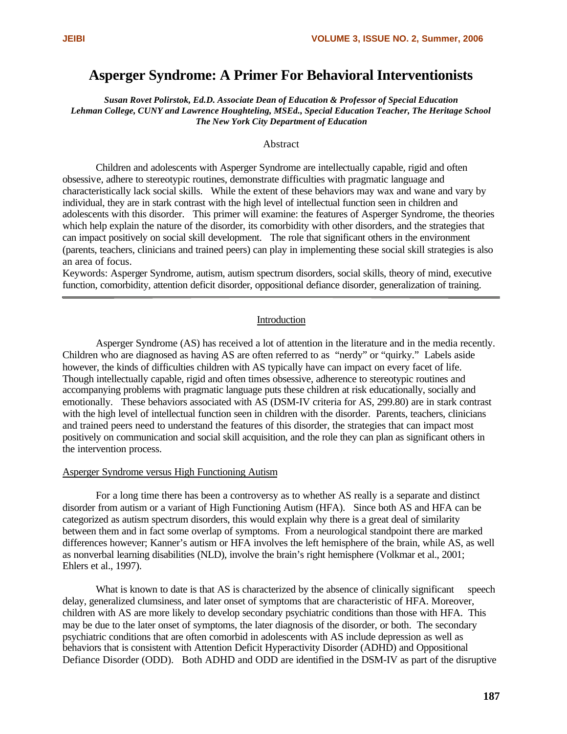# Asperger Syndrome: A Primer For Behavioral Interventionists

***Susan Rovet Polirstok, Ed.D. Associate Dean of Education & Professor of Special Education Lehman College, CUNY and Lawrence Houghteling, MSEd., Special Education Teacher, The Heritage School The New York City Department of Education***

## Abstract

Children and adolescents with Asperger Syndrome are intellectually capable, rigid and often obsessive, adhere to stereotypic routines, demonstrate difficulties with pragmatic language and characteristically lack social skills. While the extent of these behaviors may wax and wane and vary by individual, they are in stark contrast with the high level of intellectual function seen in children and adolescents with this disorder. This primer will examine: the features of Asperger Syndrome, the theories which help explain the nature of the disorder, its comorbidity with other disorders, and the strategies that can impact positively on social skill development. The role that significant others in the environment (parents, teachers, clinicians and trained peers) can play in implementing these social skill strategies is also an area of focus.

Keywords: Asperger Syndrome, autism, autism spectrum disorders, social skills, theory of mind, executive function, comorbidity, attention deficit disorder, oppositional defiance disorder, generalization of training.

---

## Introduction

Asperger Syndrome (AS) has received a lot of attention in the literature and in the media recently. Children who are diagnosed as having AS are often referred to as "nerdy" or "quirky." Labels aside however, the kinds of difficulties children with AS typically have can impact on every facet of life. Though intellectually capable, rigid and often times obsessive, adherence to stereotypic routines and accompanying problems with pragmatic language puts these children at risk educationally, socially and emotionally. These behaviors associated with AS (DSM-IV criteria for AS, 299.80) are in stark contrast with the high level of intellectual function seen in children with the disorder. Parents, teachers, clinicians and trained peers need to understand the features of this disorder, the strategies that can impact most positively on communication and social skill acquisition, and the role they can plan as significant others in the intervention process.

### Asperger Syndrome versus High Functioning Autism

For a long time there has been a controversy as to whether AS really is a separate and distinct disorder from autism or a variant of High Functioning Autism (HFA). Since both AS and HFA can be categorized as autism spectrum disorders, this would explain why there is a great deal of similarity between them and in fact some overlap of symptoms. From a neurological standpoint there are marked differences however; Kanner's autism or HFA involves the left hemisphere of the brain, while AS, as well as nonverbal learning disabilities (NLD), involve the brain's right hemisphere (Volkmar et al., 2001; Ehlers et al., 1997).

What is known to date is that AS is characterized by the absence of clinically significant speech delay, generalized clumsiness, and later onset of symptoms that are characteristic of HFA. Moreover, children with AS are more likely to develop secondary psychiatric conditions than those with HFA. This may be due to the later onset of symptoms, the later diagnosis of the disorder, or both. The secondary psychiatric conditions that are often comorbid in adolescents with AS include depression as well as behaviors that is consistent with Attention Deficit Hyperactivity Disorder (ADHD) and Oppositional Defiance Disorder (ODD). Both ADHD and ODD are identified in the DSM-IV as part of the disruptive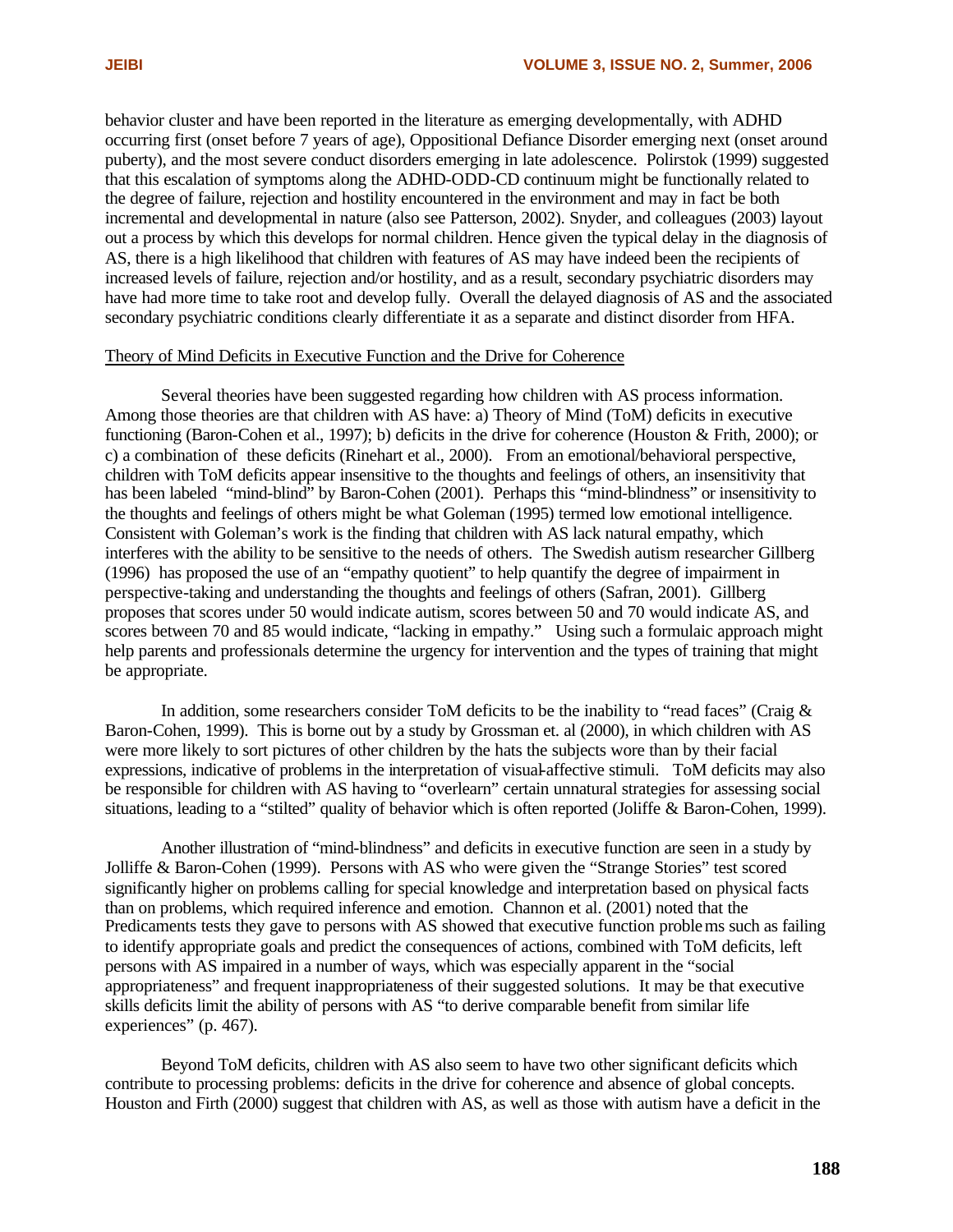behavior cluster and have been reported in the literature as emerging developmentally, with ADHD occurring first (onset before 7 years of age), Oppositional Defiance Disorder emerging next (onset around puberty), and the most severe conduct disorders emerging in late adolescence. Polirstok (1999) suggested that this escalation of symptoms along the ADHD-ODD-CD continuum might be functionally related to the degree of failure, rejection and hostility encountered in the environment and may in fact be both incremental and developmental in nature (also see Patterson, 2002). Snyder, and colleagues (2003) layout out a process by which this develops for normal children. Hence given the typical delay in the diagnosis of AS, there is a high likelihood that children with features of AS may have indeed been the recipients of increased levels of failure, rejection and/or hostility, and as a result, secondary psychiatric disorders may have had more time to take root and develop fully. Overall the delayed diagnosis of AS and the associated secondary psychiatric conditions clearly differentiate it as a separate and distinct disorder from HFA.

Theory of Mind Deficits in Executive Function and the Drive for Coherence

Several theories have been suggested regarding how children with AS process information. Among those theories are that children with AS have: a) Theory of Mind (ToM) deficits in executive functioning (Baron-Cohen et al., 1997); b) deficits in the drive for coherence (Houston & Frith, 2000); or c) a combination of these deficits (Rinehart et al., 2000). From an emotional/behavioral perspective, children with ToM deficits appear insensitive to the thoughts and feelings of others, an insensitivity that has been labeled "mind-blind" by Baron-Cohen (2001). Perhaps this "mind-blindness" or insensitivity to the thoughts and feelings of others might be what Goleman (1995) termed low emotional intelligence. Consistent with Goleman's work is the finding that children with AS lack natural empathy, which interferes with the ability to be sensitive to the needs of others. The Swedish autism researcher Gillberg (1996) has proposed the use of an "empathy quotient" to help quantify the degree of impairment in perspective-taking and understanding the thoughts and feelings of others (Safran, 2001). Gillberg proposes that scores under 50 would indicate autism, scores between 50 and 70 would indicate AS, and scores between 70 and 85 would indicate, "lacking in empathy." Using such a formulaic approach might help parents and professionals determine the urgency for intervention and the types of training that might be appropriate.

In addition, some researchers consider ToM deficits to be the inability to "read faces" (Craig & Baron-Cohen, 1999). This is borne out by a study by Grossman et. al (2000), in which children with AS were more likely to sort pictures of other children by the hats the subjects wore than by their facial expressions, indicative of problems in the interpretation of visual-affective stimuli. ToM deficits may also be responsible for children with AS having to "overlearn" certain unnatural strategies for assessing social situations, leading to a "stilted" quality of behavior which is often reported (Joliffe & Baron-Cohen, 1999).

Another illustration of "mind-blindness" and deficits in executive function are seen in a study by Jolliffe & Baron-Cohen (1999). Persons with AS who were given the "Strange Stories" test scored significantly higher on problems calling for special knowledge and interpretation based on physical facts than on problems, which required inference and emotion. Channon et al. (2001) noted that the Predicaments tests they gave to persons with AS showed that executive function problems such as failing to identify appropriate goals and predict the consequences of actions, combined with ToM deficits, left persons with AS impaired in a number of ways, which was especially apparent in the "social appropriateness" and frequent inappropriateness of their suggested solutions. It may be that executive skills deficits limit the ability of persons with AS "to derive comparable benefit from similar life experiences" (p. 467).

Beyond ToM deficits, children with AS also seem to have two other significant deficits which contribute to processing problems: deficits in the drive for coherence and absence of global concepts. Houston and Firth (2000) suggest that children with AS, as well as those with autism have a deficit in the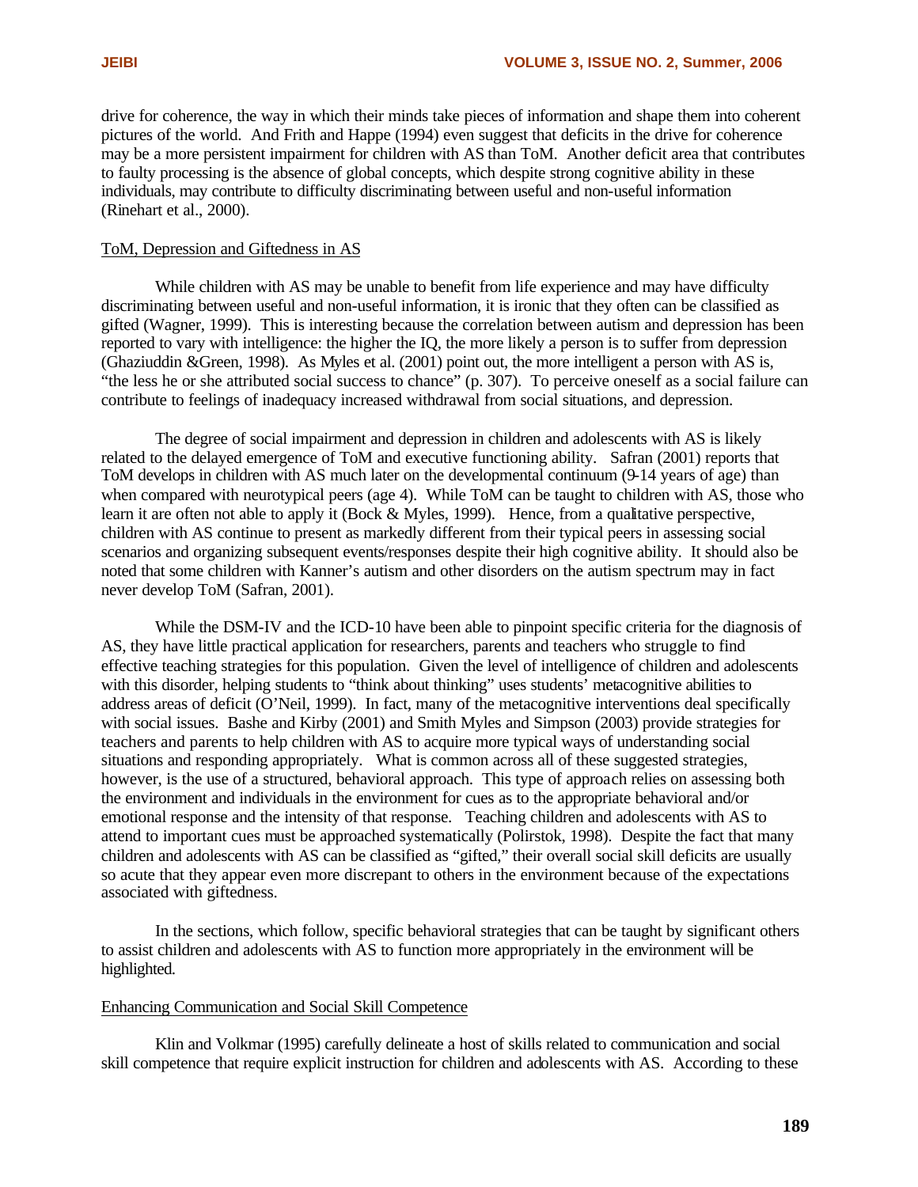drive for coherence, the way in which their minds take pieces of information and shape them into coherent pictures of the world. And Frith and Happe (1994) even suggest that deficits in the drive for coherence may be a more persistent impairment for children with AS than ToM. Another deficit area that contributes to faulty processing is the absence of global concepts, which despite strong cognitive ability in these individuals, may contribute to difficulty discriminating between useful and non-useful information (Rinehart et al., 2000).

ToM, Depression and Giftedness in AS

While children with AS may be unable to benefit from life experience and may have difficulty discriminating between useful and non-useful information, it is ironic that they often can be classified as gifted (Wagner, 1999). This is interesting because the correlation between autism and depression has been reported to vary with intelligence: the higher the IQ, the more likely a person is to suffer from depression (Ghaziuddin &Green, 1998). As Myles et al. (2001) point out, the more intelligent a person with AS is, "the less he or she attributed social success to chance" (p. 307). To perceive oneself as a social failure can contribute to feelings of inadequacy increased withdrawal from social situations, and depression.

The degree of social impairment and depression in children and adolescents with AS is likely related to the delayed emergence of ToM and executive functioning ability. Safran (2001) reports that ToM develops in children with AS much later on the developmental continuum (9-14 years of age) than when compared with neurotypical peers (age 4). While ToM can be taught to children with AS, those who learn it are often not able to apply it (Bock & Myles, 1999). Hence, from a qualitative perspective, children with AS continue to present as markedly different from their typical peers in assessing social scenarios and organizing subsequent events/responses despite their high cognitive ability. It should also be noted that some children with Kanner's autism and other disorders on the autism spectrum may in fact never develop ToM (Safran, 2001).

While the DSM-IV and the ICD-10 have been able to pinpoint specific criteria for the diagnosis of AS, they have little practical application for researchers, parents and teachers who struggle to find effective teaching strategies for this population. Given the level of intelligence of children and adolescents with this disorder, helping students to "think about thinking" uses students' metacognitive abilities to address areas of deficit (O'Neil, 1999). In fact, many of the metacognitive interventions deal specifically with social issues. Bashe and Kirby (2001) and Smith Myles and Simpson (2003) provide strategies for teachers and parents to help children with AS to acquire more typical ways of understanding social situations and responding appropriately. What is common across all of these suggested strategies, however, is the use of a structured, behavioral approach. This type of approach relies on assessing both the environment and individuals in the environment for cues as to the appropriate behavioral and/or emotional response and the intensity of that response. Teaching children and adolescents with AS to attend to important cues must be approached systematically (Polirstok, 1998). Despite the fact that many children and adolescents with AS can be classified as "gifted," their overall social skill deficits are usually so acute that they appear even more discrepant to others in the environment because of the expectations associated with giftedness.

In the sections, which follow, specific behavioral strategies that can be taught by significant others to assist children and adolescents with AS to function more appropriately in the environment will be highlighted.

Enhancing Communication and Social Skill Competence

Klin and Volkmar (1995) carefully delineate a host of skills related to communication and social skill competence that require explicit instruction for children and adolescents with AS. According to these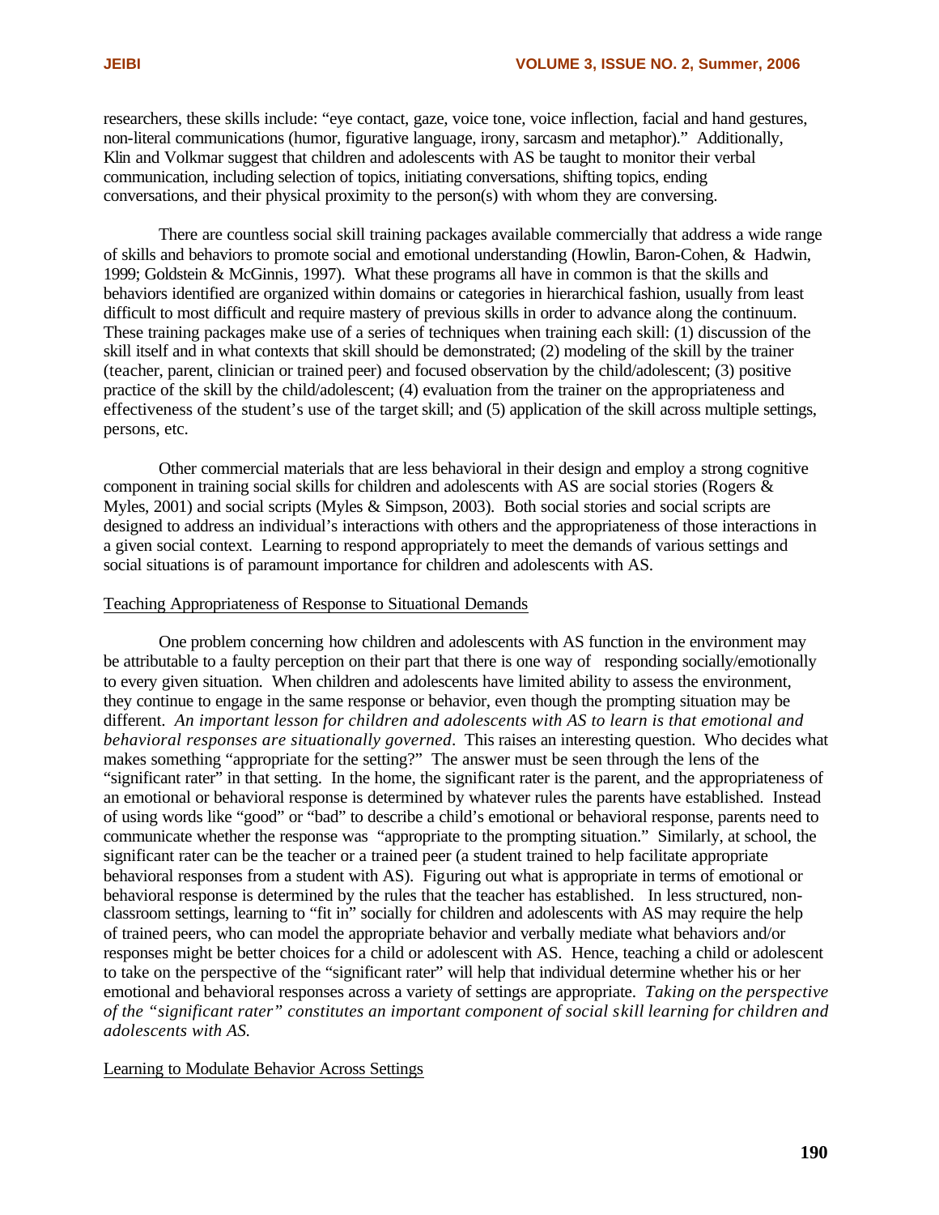researchers, these skills include: "eye contact, gaze, voice tone, voice inflection, facial and hand gestures, non-literal communications (humor, figurative language, irony, sarcasm and metaphor)." Additionally, Klin and Volkmar suggest that children and adolescents with AS be taught to monitor their verbal communication, including selection of topics, initiating conversations, shifting topics, ending conversations, and their physical proximity to the person(s) with whom they are conversing.

There are countless social skill training packages available commercially that address a wide range of skills and behaviors to promote social and emotional understanding (Howlin, Baron-Cohen, & Hadwin, 1999; Goldstein & McGinnis, 1997). What these programs all have in common is that the skills and behaviors identified are organized within domains or categories in hierarchical fashion, usually from least difficult to most difficult and require mastery of previous skills in order to advance along the continuum. These training packages make use of a series of techniques when training each skill: (1) discussion of the skill itself and in what contexts that skill should be demonstrated; (2) modeling of the skill by the trainer (teacher, parent, clinician or trained peer) and focused observation by the child/adolescent; (3) positive practice of the skill by the child/adolescent; (4) evaluation from the trainer on the appropriateness and effectiveness of the student's use of the target skill; and (5) application of the skill across multiple settings, persons, etc.

Other commercial materials that are less behavioral in their design and employ a strong cognitive component in training social skills for children and adolescents with AS are social stories (Rogers & Myles, 2001) and social scripts (Myles & Simpson, 2003). Both social stories and social scripts are designed to address an individual's interactions with others and the appropriateness of those interactions in a given social context. Learning to respond appropriately to meet the demands of various settings and social situations is of paramount importance for children and adolescents with AS.

## Teaching Appropriateness of Response to Situational Demands

One problem concerning how children and adolescents with AS function in the environment may be attributable to a faulty perception on their part that there is one way of responding socially/emotionally to every given situation. When children and adolescents have limited ability to assess the environment, they continue to engage in the same response or behavior, even though the prompting situation may be different. *An important lesson for children and adolescents with AS to learn is that emotional and behavioral responses are situationally governed*. This raises an interesting question. Who decides what makes something "appropriate for the setting?" The answer must be seen through the lens of the "significant rater" in that setting. In the home, the significant rater is the parent, and the appropriateness of an emotional or behavioral response is determined by whatever rules the parents have established. Instead of using words like "good" or "bad" to describe a child's emotional or behavioral response, parents need to communicate whether the response was "appropriate to the prompting situation." Similarly, at school, the significant rater can be the teacher or a trained peer (a student trained to help facilitate appropriate behavioral responses from a student with AS). Figuring out what is appropriate in terms of emotional or behavioral response is determined by the rules that the teacher has established. In less structured, non-classroom settings, learning to "fit in" socially for children and adolescents with AS may require the help of trained peers, who can model the appropriate behavior and verbally mediate what behaviors and/or responses might be better choices for a child or adolescent with AS. Hence, teaching a child or adolescent to take on the perspective of the "significant rater" will help that individual determine whether his or her emotional and behavioral responses across a variety of settings are appropriate. *Taking on the perspective of the "significant rater" constitutes an important component of social skill learning for children and adolescents with AS.*

## Learning to Modulate Behavior Across Settings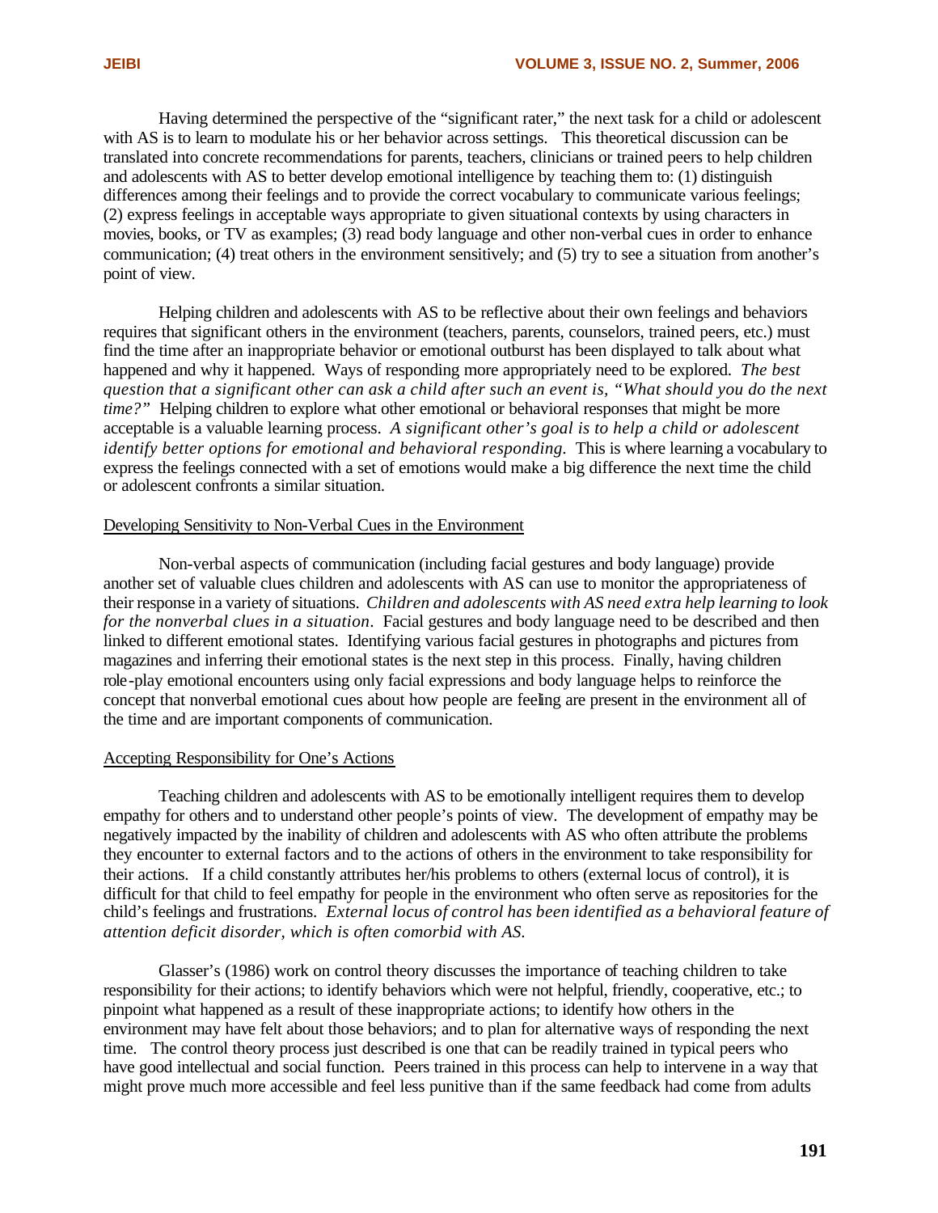Having determined the perspective of the "significant rater," the next task for a child or adolescent with AS is to learn to modulate his or her behavior across settings. This theoretical discussion can be translated into concrete recommendations for parents, teachers, clinicians or trained peers to help children and adolescents with AS to better develop emotional intelligence by teaching them to: (1) distinguish differences among their feelings and to provide the correct vocabulary to communicate various feelings; (2) express feelings in acceptable ways appropriate to given situational contexts by using characters in movies, books, or TV as examples; (3) read body language and other non-verbal cues in order to enhance communication; (4) treat others in the environment sensitively; and (5) try to see a situation from another's point of view.

Helping children and adolescents with AS to be reflective about their own feelings and behaviors requires that significant others in the environment (teachers, parents, counselors, trained peers, etc.) must find the time after an inappropriate behavior or emotional outburst has been displayed to talk about what happened and why it happened. Ways of responding more appropriately need to be explored. *The best question that a significant other can ask a child after such an event is, "What should you do the next time?"* Helping children to explore what other emotional or behavioral responses that might be more acceptable is a valuable learning process. *A significant other's goal is to help a child or adolescent identify better options for emotional and behavioral responding.* This is where learning a vocabulary to express the feelings connected with a set of emotions would make a big difference the next time the child or adolescent confronts a similar situation.

## Developing Sensitivity to Non-Verbal Cues in the Environment

Non-verbal aspects of communication (including facial gestures and body language) provide another set of valuable clues children and adolescents with AS can use to monitor the appropriateness of their response in a variety of situations. *Children and adolescents with AS need extra help learning to look for the nonverbal clues in a situation*. Facial gestures and body language need to be described and then linked to different emotional states. Identifying various facial gestures in photographs and pictures from magazines and inferring their emotional states is the next step in this process. Finally, having children role-play emotional encounters using only facial expressions and body language helps to reinforce the concept that nonverbal emotional cues about how people are feeling are present in the environment all of the time and are important components of communication.

## Accepting Responsibility for One's Actions

Teaching children and adolescents with AS to be emotionally intelligent requires them to develop empathy for others and to understand other people's points of view. The development of empathy may be negatively impacted by the inability of children and adolescents with AS who often attribute the problems they encounter to external factors and to the actions of others in the environment to take responsibility for their actions. If a child constantly attributes her/his problems to others (external locus of control), it is difficult for that child to feel empathy for people in the environment who often serve as repositories for the child's feelings and frustrations. *External locus of control has been identified as a behavioral feature of attention deficit disorder, which is often comorbid with AS.*

Glasser's (1986) work on control theory discusses the importance of teaching children to take responsibility for their actions; to identify behaviors which were not helpful, friendly, cooperative, etc.; to pinpoint what happened as a result of these inappropriate actions; to identify how others in the environment may have felt about those behaviors; and to plan for alternative ways of responding the next time. The control theory process just described is one that can be readily trained in typical peers who have good intellectual and social function. Peers trained in this process can help to intervene in a way that might prove much more accessible and feel less punitive than if the same feedback had come from adults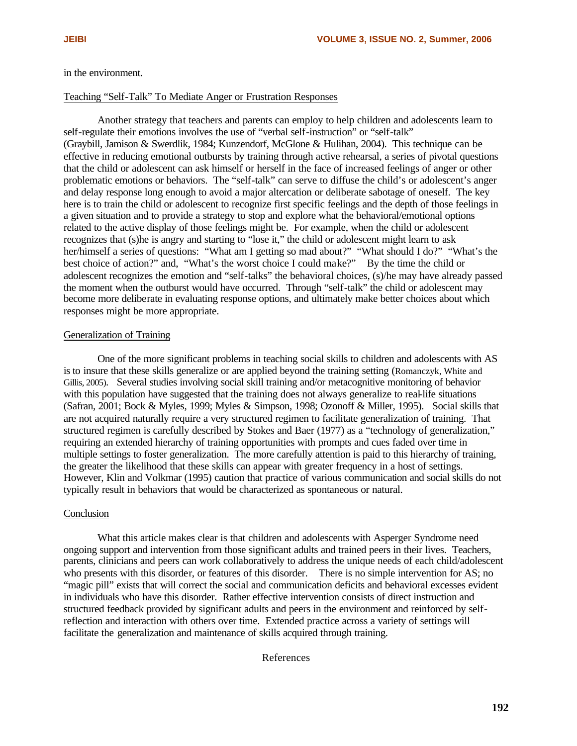in the environment.

Teaching "Self-Talk" To Mediate Anger or Frustration Responses

Another strategy that teachers and parents can employ to help children and adolescents learn to self-regulate their emotions involves the use of "verbal self-instruction" or "self-talk" (Graybill, Jamison & Swerdlik, 1984; Kunzendorf, McGlone & Hulihan, 2004). This technique can be effective in reducing emotional outbursts by training through active rehearsal, a series of pivotal questions that the child or adolescent can ask himself or herself in the face of increased feelings of anger or other problematic emotions or behaviors. The "self-talk" can serve to diffuse the child's or adolescent's anger and delay response long enough to avoid a major altercation or deliberate sabotage of oneself. The key here is to train the child or adolescent to recognize first specific feelings and the depth of those feelings in a given situation and to provide a strategy to stop and explore what the behavioral/emotional options related to the active display of those feelings might be. For example, when the child or adolescent recognizes that (s)he is angry and starting to "lose it," the child or adolescent might learn to ask her/himself a series of questions: "What am I getting so mad about?" "What should I do?" "What's the best choice of action?" and, "What's the worst choice I could make?" By the time the child or adolescent recognizes the emotion and "self-talks" the behavioral choices, (s)he may have already passed the moment when the outburst would have occurred. Through "self-talk" the child or adolescent may become more deliberate in evaluating response options, and ultimately make better choices about which responses might be more appropriate.

Generalization of Training

One of the more significant problems in teaching social skills to children and adolescents with AS is to insure that these skills generalize or are applied beyond the training setting (Romanczyk, White and Gillis, 2005). Several studies involving social skill training and/or metacognitive monitoring of behavior with this population have suggested that the training does not always generalize to real-life situations (Safran, 2001; Bock & Myles, 1999; Myles & Simpson, 1998; Ozonoff & Miller, 1995). Social skills that are not acquired naturally require a very structured regimen to facilitate generalization of training. That structured regimen is carefully described by Stokes and Baer (1977) as a "technology of generalization," requiring an extended hierarchy of training opportunities with prompts and cues faded over time in multiple settings to foster generalization. The more carefully attention is paid to this hierarchy of training, the greater the likelihood that these skills can appear with greater frequency in a host of settings. However, Klin and Volkmar (1995) caution that practice of various communication and social skills do not typically result in behaviors that would be characterized as spontaneous or natural.

Conclusion

What this article makes clear is that children and adolescents with Asperger Syndrome need ongoing support and intervention from those significant adults and trained peers in their lives. Teachers, parents, clinicians and peers can work collaboratively to address the unique needs of each child/adolescent who presents with this disorder, or features of this disorder. There is no simple intervention for AS; no "magic pill" exists that will correct the social and communication deficits and behavioral excesses evident in individuals who have this disorder. Rather effective intervention consists of direct instruction and structured feedback provided by significant adults and peers in the environment and reinforced by self-reflection and interaction with others over time. Extended practice across a variety of settings will facilitate the generalization and maintenance of skills acquired through training.

## References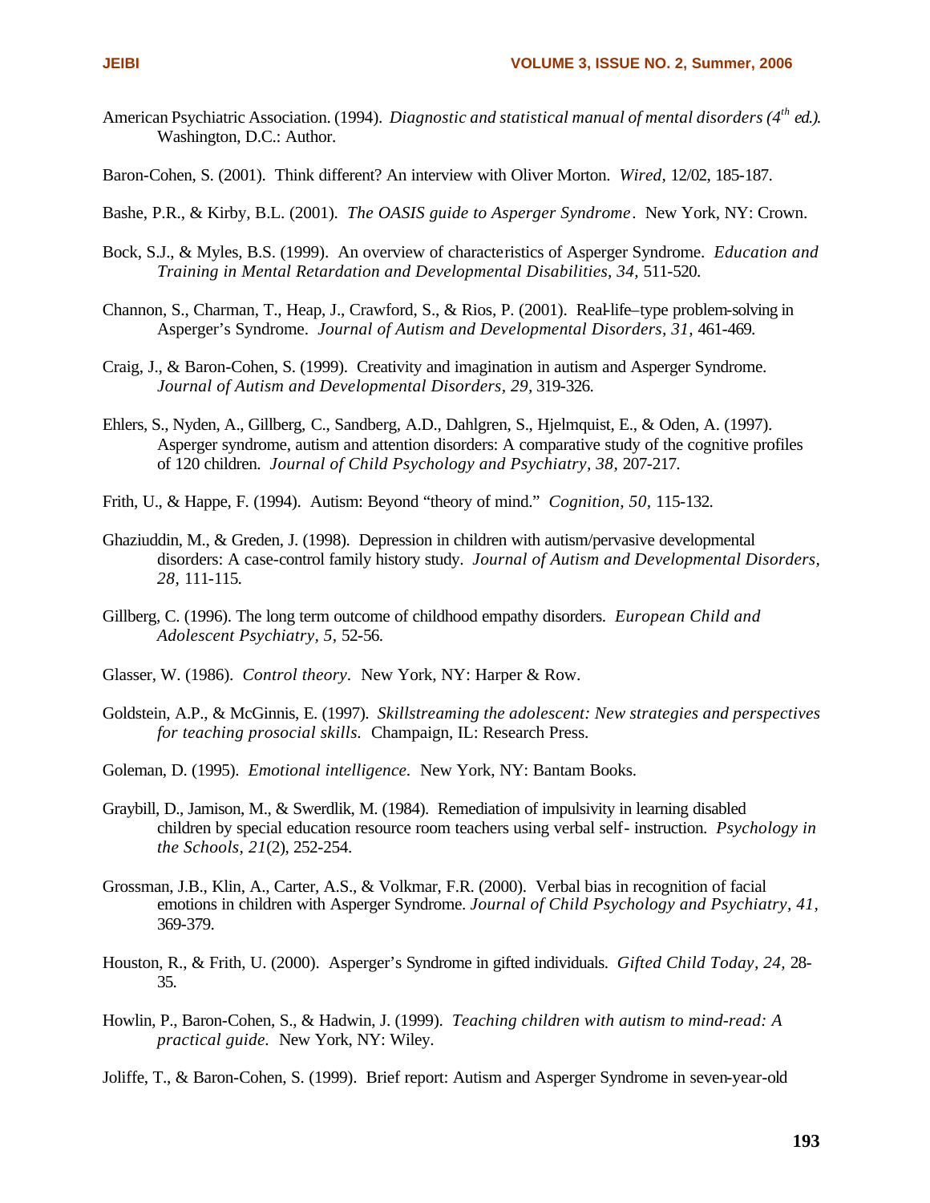American Psychiatric Association. (1994). *Diagnostic and statistical manual of mental disorders (4th ed.)*. Washington, D.C.: Author.

Baron-Cohen, S. (2001). Think different? An interview with Oliver Morton. *Wired*, 12/02, 185-187.

Bashe, P.R., & Kirby, B.L. (2001). *The OASIS guide to Asperger Syndrome*. New York, NY: Crown.

Bock, S.J., & Myles, B.S. (1999). An overview of characteristics of Asperger Syndrome. *Education and Training in Mental Retardation and Developmental Disabilities, 34*, 511-520.

Channon, S., Charman, T., Heap, J., Crawford, S., & Rios, P. (2001). Real-life–type problem-solving in Asperger's Syndrome. *Journal of Autism and Developmental Disorders, 31*, 461-469.

Craig, J., & Baron-Cohen, S. (1999). Creativity and imagination in autism and Asperger Syndrome. *Journal of Autism and Developmental Disorders, 29*, 319-326.

Ehlers, S., Nyden, A., Gillberg, C., Sandberg, A.D., Dahlgren, S., Hjelmquist, E., & Oden, A. (1997). Asperger syndrome, autism and attention disorders: A comparative study of the cognitive profiles of 120 children. *Journal of Child Psychology and Psychiatry, 38*, 207-217.

Frith, U., & Happe, F. (1994). Autism: Beyond "theory of mind." *Cognition, 50*, 115-132.

Ghaziuddin, M., & Greden, J. (1998). Depression in children with autism/pervasive developmental disorders: A case-control family history study. *Journal of Autism and Developmental Disorders, 28*, 111-115.

Gillberg, C. (1996). The long term outcome of childhood empathy disorders. *European Child and Adolescent Psychiatry, 5*, 52-56.

Glasser, W. (1986). *Control theory*. New York, NY: Harper & Row.

Goldstein, A.P., & McGinnis, E. (1997). *Skillstreaming the adolescent: New strategies and perspectives for teaching prosocial skills.* Champaign, IL: Research Press.

Goleman, D. (1995). *Emotional intelligence.* New York, NY: Bantam Books.

Graybill, D., Jamison, M., & Swerdlik, M. (1984). Remediation of impulsivity in learning disabled children by special education resource room teachers using verbal self- instruction. *Psychology in the Schools, 21*(2), 252-254.

Grossman, J.B., Klin, A., Carter, A.S., & Volkmar, F.R. (2000). Verbal bias in recognition of facial emotions in children with Asperger Syndrome. *Journal of Child Psychology and Psychiatry, 41*, 369-379.

Houston, R., & Frith, U. (2000). Asperger's Syndrome in gifted individuals. *Gifted Child Today, 24*, 28-35.

Howlin, P., Baron-Cohen, S., & Hadwin, J. (1999). *Teaching children with autism to mind-read: A practical guide.* New York, NY: Wiley.

Joliffe, T., & Baron-Cohen, S. (1999). Brief report: Autism and Asperger Syndrome in seven-year-old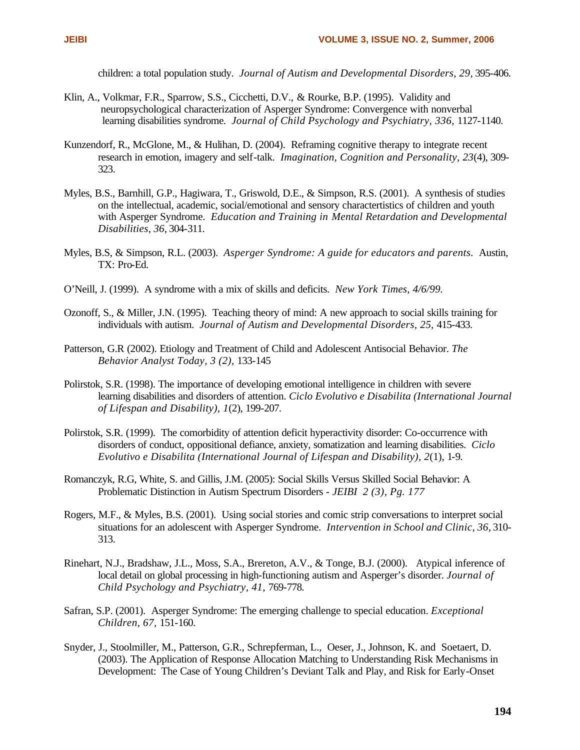children: a total population study. *Journal of Autism and Developmental Disorders, 29,* 395-406.

Klin, A., Volkmar, F.R., Sparrow, S.S., Cicchetti, D.V., & Rourke, B.P. (1995). Validity and neuropsychological characterization of Asperger Syndrome: Convergence with nonverbal learning disabilities syndrome. *Journal of Child Psychology and Psychiatry, 336,* 1127-1140.

Kunzendorf, R., McGlone, M., & Hulihan, D. (2004). Reframing cognitive therapy to integrate recent research in emotion, imagery and self-talk. *Imagination, Cognition and Personality, 23*(4), 309-323.

Myles, B.S., Barnhill, G.P., Hagiwara, T., Griswold, D.E., & Simpson, R.S. (2001). A synthesis of studies on the intellectual, academic, social/emotional and sensory charactertistics of children and youth with Asperger Syndrome. *Education and Training in Mental Retardation and Developmental Disabilities, 36,* 304-311.

Myles, B.S, & Simpson, R.L. (2003). *Asperger Syndrome: A guide for educators and parents.* Austin, TX: Pro-Ed.

O'Neill, J. (1999). A syndrome with a mix of skills and deficits. *New York Times, 4/6/99.*

Ozonoff, S., & Miller, J.N. (1995). Teaching theory of mind: A new approach to social skills training for individuals with autism. *Journal of Autism and Developmental Disorders, 25,* 415-433.

Patterson, G.R (2002). Etiology and Treatment of Child and Adolescent Antisocial Behavior. *The Behavior Analyst Today, 3 (2),* 133-145

Polirstok, S.R. (1998). The importance of developing emotional intelligence in children with severe learning disabilities and disorders of attention. *Ciclo Evolutivo e Disabilita (International Journal of Lifespan and Disability), 1*(2), 199-207.

Polirstok, S.R. (1999). The comorbidity of attention deficit hyperactivity disorder: Co-occurrence with disorders of conduct, oppositional defiance, anxiety, somatization and learning disabilities. *Ciclo Evolutivo e Disabilita (International Journal of Lifespan and Disability), 2*(1), 1-9.

Romanczyk, R.G, White, S. and Gillis, J.M. (2005): Social Skills Versus Skilled Social Behavior: A Problematic Distinction in Autism Spectrum Disorders - *JEIBI 2 (3), Pg. 177*

Rogers, M.F., & Myles, B.S. (2001). Using social stories and comic strip conversations to interpret social situations for an adolescent with Asperger Syndrome. *Intervention in School and Clinic, 36,* 310-313.

Rinehart, N.J., Bradshaw, J.L., Moss, S.A., Brereton, A.V., & Tonge, B.J. (2000). Atypical inference of local detail on global processing in high-functioning autism and Asperger's disorder. *Journal of Child Psychology and Psychiatry, 41,* 769-778.

Safran, S.P. (2001). Asperger Syndrome: The emerging challenge to special education. *Exceptional Children, 67,* 151-160.

Snyder, J., Stoolmiller, M., Patterson, G.R., Schrepferman, L., Oeser, J., Johnson, K. and Soetaert, D. (2003). The Application of Response Allocation Matching to Understanding Risk Mechanisms in Development: The Case of Young Children's Deviant Talk and Play, and Risk for Early-Onset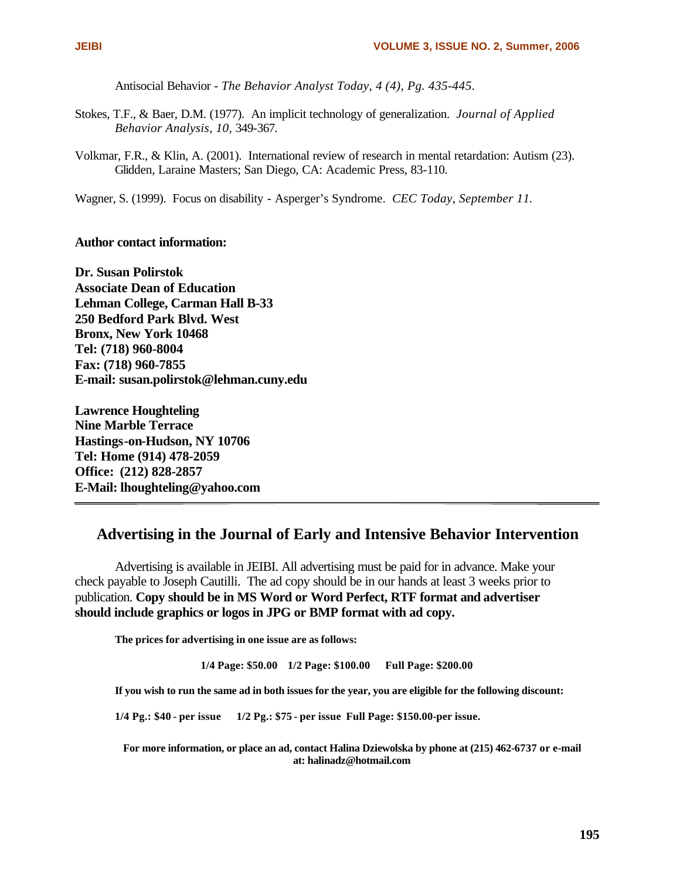Antisocial Behavior - *The Behavior Analyst Today, 4 (4), Pg. 435-445.*

Stokes, T.F., & Baer, D.M. (1977). An implicit technology of generalization. *Journal of Applied Behavior Analysis, 10,* 349-367.

Volkmar, F.R., & Klin, A. (2001). International review of research in mental retardation: Autism (23). Glidden, Laraine Masters; San Diego, CA: Academic Press, 83-110.

Wagner, S. (1999). Focus on disability - Asperger's Syndrome. *CEC Today, September 11.*

**Author contact information:**

**Dr. Susan Polirstok**
**Associate Dean of Education**
**Lehman College, Carman Hall B-33**
**250 Bedford Park Blvd. West**
**Bronx, New York 10468**
**Tel: (718) 960-8004**
**Fax: (718) 960-7855**
**E-mail: susan.polirstok@lehman.cuny.edu**

**Lawrence Houghteling**
**Nine Marble Terrace**
**Hastings-on-Hudson, NY 10706**
**Tel: Home (914) 478-2059**
**Office: (212) 828-2857**
**E-Mail: lhoughteling@yahoo.com**

---

## Advertising in the Journal of Early and Intensive Behavior Intervention

Advertising is available in JEIBI. All advertising must be paid for in advance. Make your check payable to Joseph Cautilli. The ad copy should be in our hands at least 3 weeks prior to publication. **Copy should be in MS Word or Word Perfect, RTF format and advertiser should include graphics or logos in JPG or BMP format with ad copy.**

**The prices for advertising in one issue are as follows:**

**1/4 Page: $50.00 1/2 Page: $100.00 Full Page: $200.00**

**If you wish to run the same ad in both issues for the year, you are eligible for the following discount:**

**1/4 Pg.: $40 - per issue 1/2 Pg.: $75 - per issue Full Page: $150.00-per issue.**

**For more information, or place an ad, contact Halina Dziewolska by phone at (215) 462-6737 or e-mail at: halinadz@hotmail.com**